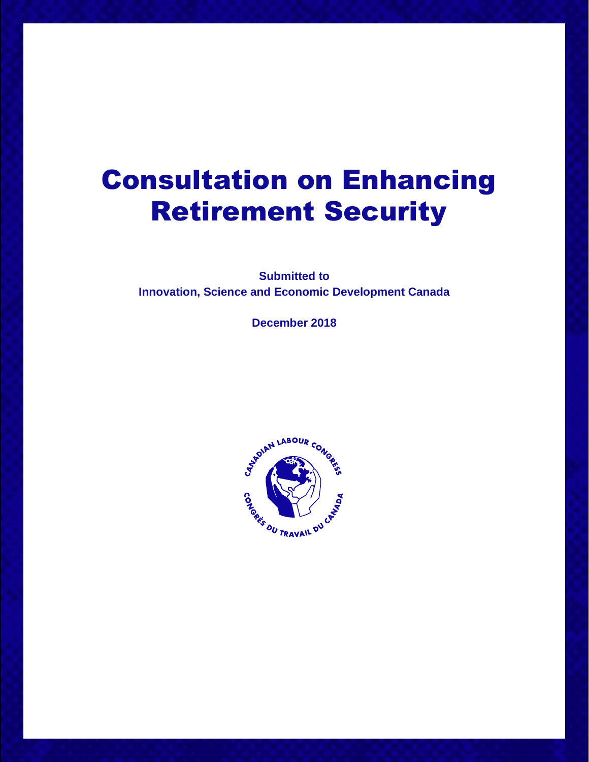# Consultation on Enhancing Retirement Security

**Submitted to**
**Innovation, Science and Economic Development Canada**

**December 2018**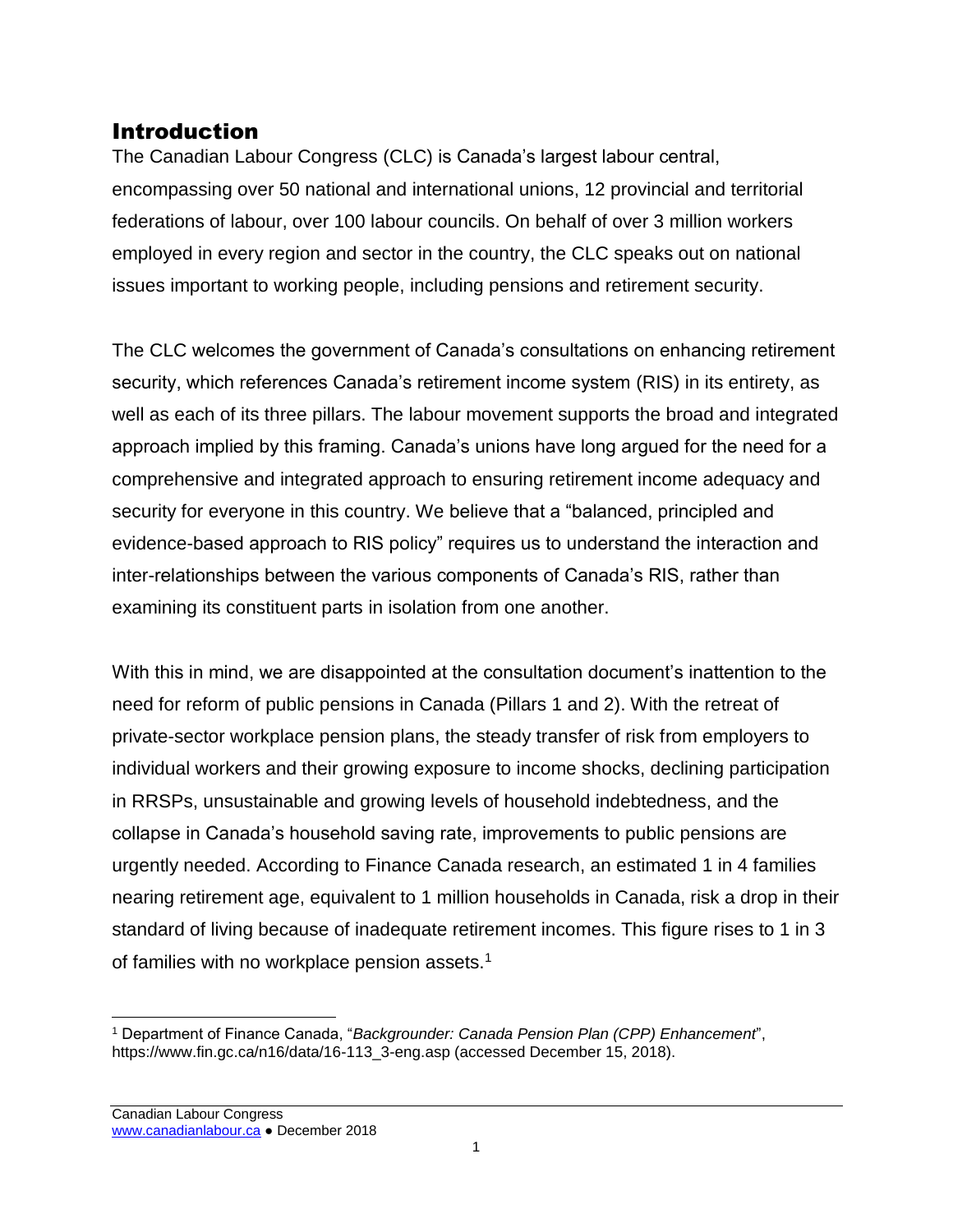## Introduction

The Canadian Labour Congress (CLC) is Canada's largest labour central, encompassing over 50 national and international unions, 12 provincial and territorial federations of labour, over 100 labour councils. On behalf of over 3 million workers employed in every region and sector in the country, the CLC speaks out on national issues important to working people, including pensions and retirement security.

The CLC welcomes the government of Canada's consultations on enhancing retirement security, which references Canada's retirement income system (RIS) in its entirety, as well as each of its three pillars. The labour movement supports the broad and integrated approach implied by this framing. Canada's unions have long argued for the need for a comprehensive and integrated approach to ensuring retirement income adequacy and security for everyone in this country. We believe that a "balanced, principled and evidence-based approach to RIS policy" requires us to understand the interaction and inter-relationships between the various components of Canada's RIS, rather than examining its constituent parts in isolation from one another.

With this in mind, we are disappointed at the consultation document's inattention to the need for reform of public pensions in Canada (Pillars 1 and 2). With the retreat of private-sector workplace pension plans, the steady transfer of risk from employers to individual workers and their growing exposure to income shocks, declining participation in RRSPs, unsustainable and growing levels of household indebtedness, and the collapse in Canada's household saving rate, improvements to public pensions are urgently needed. According to Finance Canada research, an estimated 1 in 4 families nearing retirement age, equivalent to 1 million households in Canada, risk a drop in their standard of living because of inadequate retirement incomes. This figure rises to 1 in 3 of families with no workplace pension assets.[1]

[1] Department of Finance Canada, "*Backgrounder: Canada Pension Plan (CPP) Enhancement*", https://www.fin.gc.ca/n16/data/16-113_3-eng.asp (accessed December 15, 2018).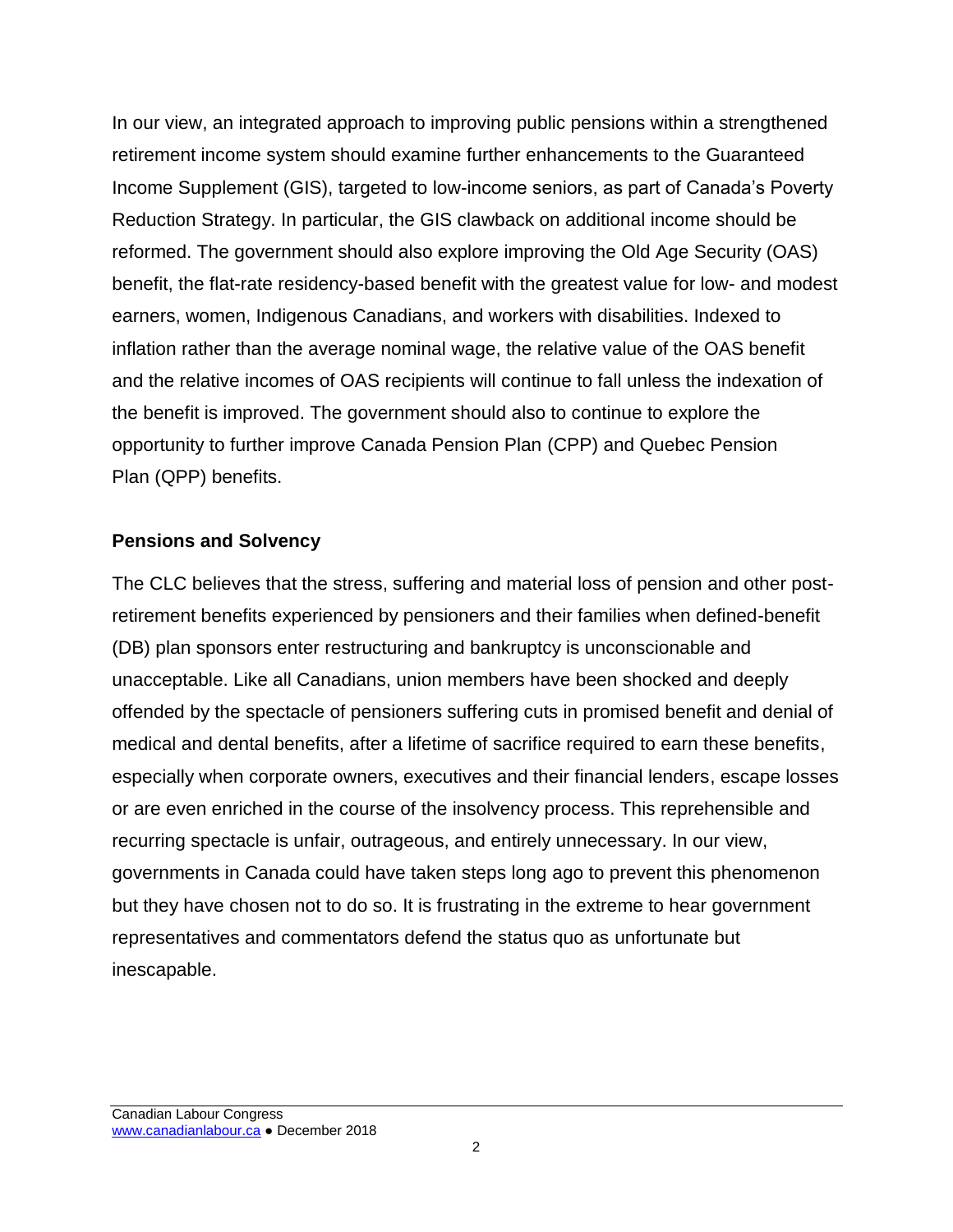In our view, an integrated approach to improving public pensions within a strengthened retirement income system should examine further enhancements to the Guaranteed Income Supplement (GIS), targeted to low-income seniors, as part of Canada's Poverty Reduction Strategy. In particular, the GIS clawback on additional income should be reformed. The government should also explore improving the Old Age Security (OAS) benefit, the flat-rate residency-based benefit with the greatest value for low- and modest earners, women, Indigenous Canadians, and workers with disabilities. Indexed to inflation rather than the average nominal wage, the relative value of the OAS benefit and the relative incomes of OAS recipients will continue to fall unless the indexation of the benefit is improved. The government should also to continue to explore the opportunity to further improve Canada Pension Plan (CPP) and Quebec Pension Plan (QPP) benefits.

**Pensions and Solvency**

The CLC believes that the stress, suffering and material loss of pension and other post-retirement benefits experienced by pensioners and their families when defined-benefit (DB) plan sponsors enter restructuring and bankruptcy is unconscionable and unacceptable. Like all Canadians, union members have been shocked and deeply offended by the spectacle of pensioners suffering cuts in promised benefit and denial of medical and dental benefits, after a lifetime of sacrifice required to earn these benefits, especially when corporate owners, executives and their financial lenders, escape losses or are even enriched in the course of the insolvency process. This reprehensible and recurring spectacle is unfair, outrageous, and entirely unnecessary. In our view, governments in Canada could have taken steps long ago to prevent this phenomenon but they have chosen not to do so. It is frustrating in the extreme to hear government representatives and commentators defend the status quo as unfortunate but inescapable.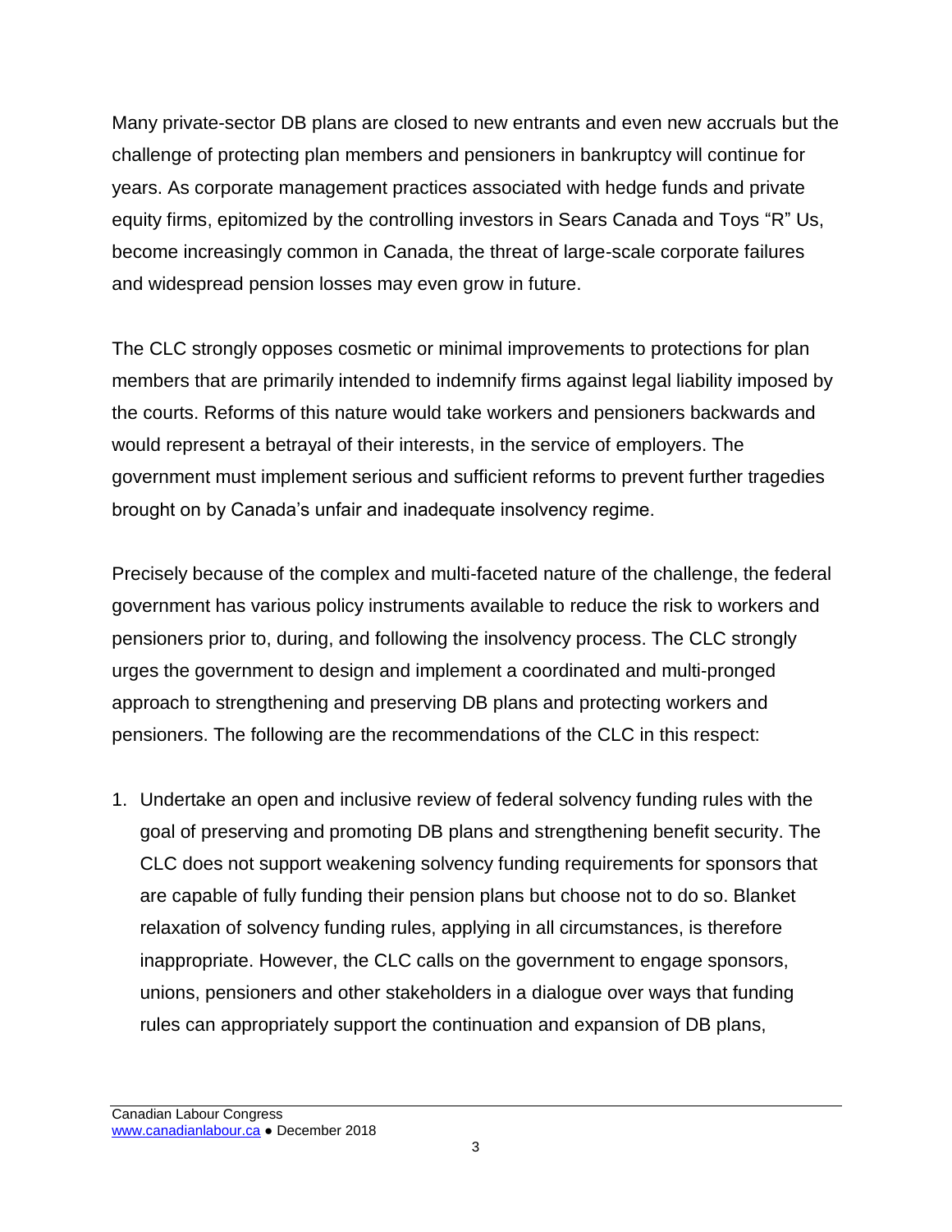Many private-sector DB plans are closed to new entrants and even new accruals but the challenge of protecting plan members and pensioners in bankruptcy will continue for years. As corporate management practices associated with hedge funds and private equity firms, epitomized by the controlling investors in Sears Canada and Toys "R" Us, become increasingly common in Canada, the threat of large-scale corporate failures and widespread pension losses may even grow in future.

The CLC strongly opposes cosmetic or minimal improvements to protections for plan members that are primarily intended to indemnify firms against legal liability imposed by the courts. Reforms of this nature would take workers and pensioners backwards and would represent a betrayal of their interests, in the service of employers. The government must implement serious and sufficient reforms to prevent further tragedies brought on by Canada's unfair and inadequate insolvency regime.

Precisely because of the complex and multi-faceted nature of the challenge, the federal government has various policy instruments available to reduce the risk to workers and pensioners prior to, during, and following the insolvency process. The CLC strongly urges the government to design and implement a coordinated and multi-pronged approach to strengthening and preserving DB plans and protecting workers and pensioners. The following are the recommendations of the CLC in this respect:

1. Undertake an open and inclusive review of federal solvency funding rules with the goal of preserving and promoting DB plans and strengthening benefit security. The CLC does not support weakening solvency funding requirements for sponsors that are capable of fully funding their pension plans but choose not to do so. Blanket relaxation of solvency funding rules, applying in all circumstances, is therefore inappropriate. However, the CLC calls on the government to engage sponsors, unions, pensioners and other stakeholders in a dialogue over ways that funding rules can appropriately support the continuation and expansion of DB plans,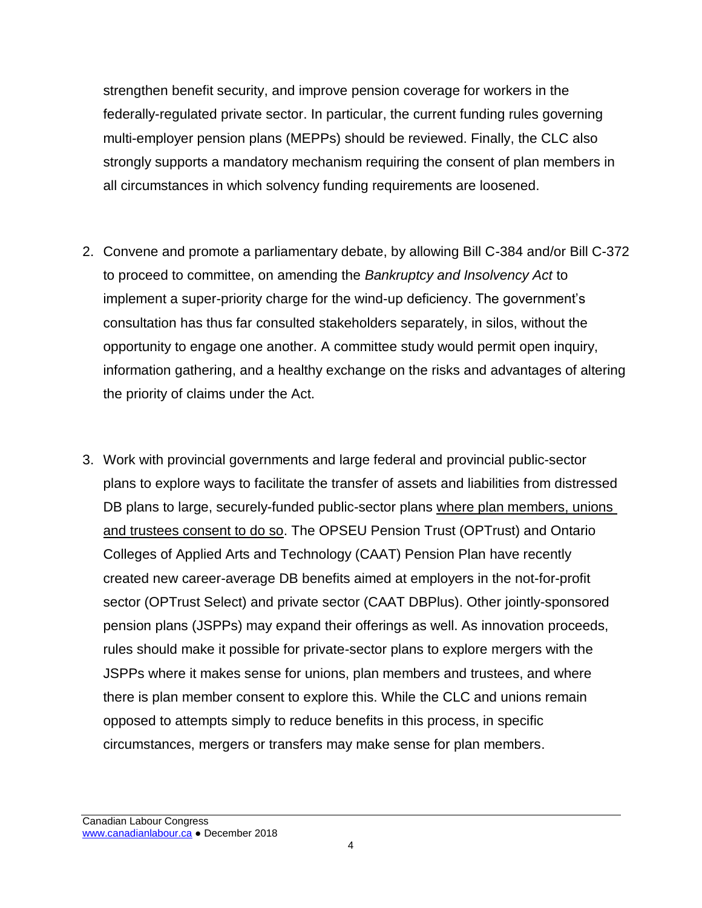strengthen benefit security, and improve pension coverage for workers in the federally-regulated private sector. In particular, the current funding rules governing multi-employer pension plans (MEPPs) should be reviewed. Finally, the CLC also strongly supports a mandatory mechanism requiring the consent of plan members in all circumstances in which solvency funding requirements are loosened.

2. Convene and promote a parliamentary debate, by allowing Bill C-384 and/or Bill C-372 to proceed to committee, on amending the *Bankruptcy and Insolvency Act* to implement a super-priority charge for the wind-up deficiency. The government's consultation has thus far consulted stakeholders separately, in silos, without the opportunity to engage one another. A committee study would permit open inquiry, information gathering, and a healthy exchange on the risks and advantages of altering the priority of claims under the Act.

3. Work with provincial governments and large federal and provincial public-sector plans to explore ways to facilitate the transfer of assets and liabilities from distressed DB plans to large, securely-funded public-sector plans <u>where plan members, unions and trustees consent to do so</u>. The OPSEU Pension Trust (OPTrust) and Ontario Colleges of Applied Arts and Technology (CAAT) Pension Plan have recently created new career-average DB benefits aimed at employers in the not-for-profit sector (OPTrust Select) and private sector (CAAT DBPlus). Other jointly-sponsored pension plans (JSPPs) may expand their offerings as well. As innovation proceeds, rules should make it possible for private-sector plans to explore mergers with the JSPPs where it makes sense for unions, plan members and trustees, and where there is plan member consent to explore this. While the CLC and unions remain opposed to attempts simply to reduce benefits in this process, in specific circumstances, mergers or transfers may make sense for plan members.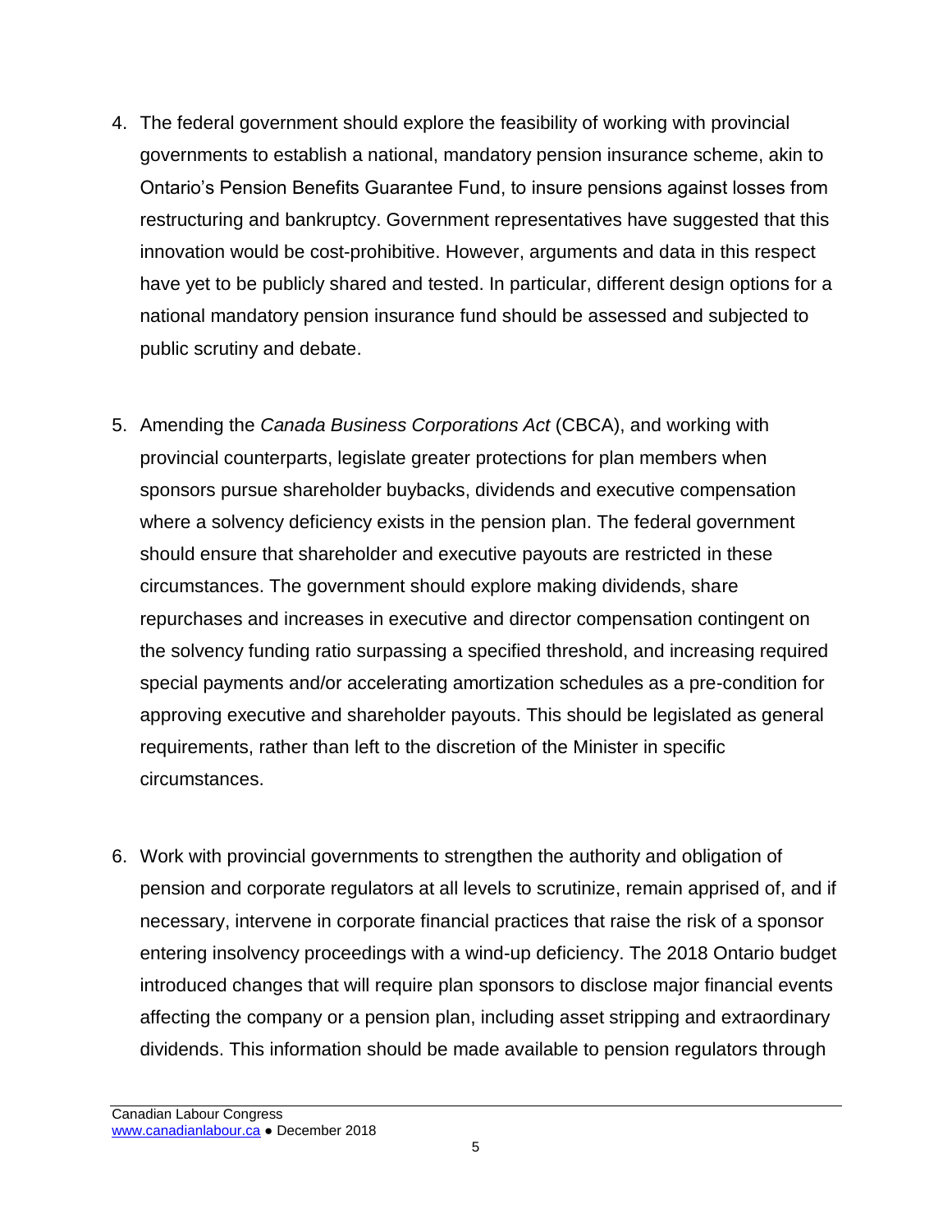4. The federal government should explore the feasibility of working with provincial governments to establish a national, mandatory pension insurance scheme, akin to Ontario's Pension Benefits Guarantee Fund, to insure pensions against losses from restructuring and bankruptcy. Government representatives have suggested that this innovation would be cost-prohibitive. However, arguments and data in this respect have yet to be publicly shared and tested. In particular, different design options for a national mandatory pension insurance fund should be assessed and subjected to public scrutiny and debate.

5. Amending the *Canada Business Corporations Act* (CBCA), and working with provincial counterparts, legislate greater protections for plan members when sponsors pursue shareholder buybacks, dividends and executive compensation where a solvency deficiency exists in the pension plan. The federal government should ensure that shareholder and executive payouts are restricted in these circumstances. The government should explore making dividends, share repurchases and increases in executive and director compensation contingent on the solvency funding ratio surpassing a specified threshold, and increasing required special payments and/or accelerating amortization schedules as a pre-condition for approving executive and shareholder payouts. This should be legislated as general requirements, rather than left to the discretion of the Minister in specific circumstances.

6. Work with provincial governments to strengthen the authority and obligation of pension and corporate regulators at all levels to scrutinize, remain apprised of, and if necessary, intervene in corporate financial practices that raise the risk of a sponsor entering insolvency proceedings with a wind-up deficiency. The 2018 Ontario budget introduced changes that will require plan sponsors to disclose major financial events affecting the company or a pension plan, including asset stripping and extraordinary dividends. This information should be made available to pension regulators through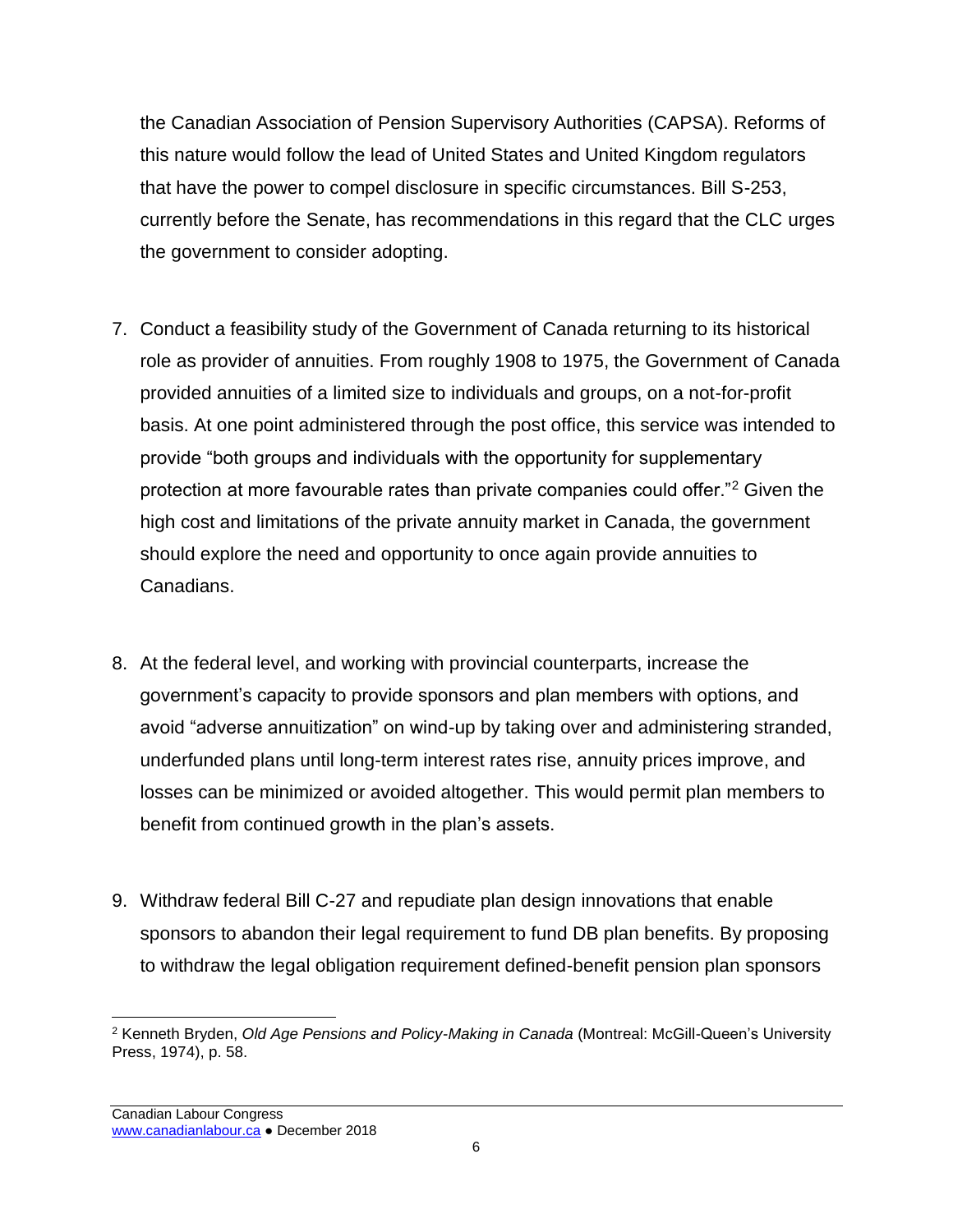the Canadian Association of Pension Supervisory Authorities (CAPSA). Reforms of this nature would follow the lead of United States and United Kingdom regulators that have the power to compel disclosure in specific circumstances. Bill S-253, currently before the Senate, has recommendations in this regard that the CLC urges the government to consider adopting.

7. Conduct a feasibility study of the Government of Canada returning to its historical role as provider of annuities. From roughly 1908 to 1975, the Government of Canada provided annuities of a limited size to individuals and groups, on a not-for-profit basis. At one point administered through the post office, this service was intended to provide "both groups and individuals with the opportunity for supplementary protection at more favourable rates than private companies could offer."[2] Given the high cost and limitations of the private annuity market in Canada, the government should explore the need and opportunity to once again provide annuities to Canadians.

8. At the federal level, and working with provincial counterparts, increase the government's capacity to provide sponsors and plan members with options, and avoid "adverse annuitization" on wind-up by taking over and administering stranded, underfunded plans until long-term interest rates rise, annuity prices improve, and losses can be minimized or avoided altogether. This would permit plan members to benefit from continued growth in the plan's assets.

9. Withdraw federal Bill C-27 and repudiate plan design innovations that enable sponsors to abandon their legal requirement to fund DB plan benefits. By proposing to withdraw the legal obligation requirement defined-benefit pension plan sponsors

---

[2] Kenneth Bryden, *Old Age Pensions and Policy-Making in Canada* (Montreal: McGill-Queen's University Press, 1974), p. 58.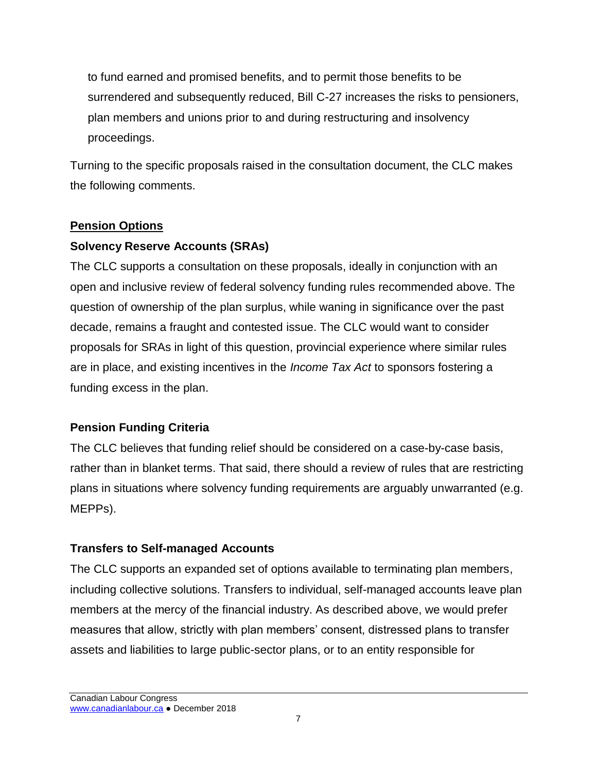to fund earned and promised benefits, and to permit those benefits to be surrendered and subsequently reduced, Bill C-27 increases the risks to pensioners, plan members and unions prior to and during restructuring and insolvency proceedings.

Turning to the specific proposals raised in the consultation document, the CLC makes the following comments.

## Pension Options

### Solvency Reserve Accounts (SRAs)

The CLC supports a consultation on these proposals, ideally in conjunction with an open and inclusive review of federal solvency funding rules recommended above. The question of ownership of the plan surplus, while waning in significance over the past decade, remains a fraught and contested issue. The CLC would want to consider proposals for SRAs in light of this question, provincial experience where similar rules are in place, and existing incentives in the *Income Tax Act* to sponsors fostering a funding excess in the plan.

### Pension Funding Criteria

The CLC believes that funding relief should be considered on a case-by-case basis, rather than in blanket terms. That said, there should a review of rules that are restricting plans in situations where solvency funding requirements are arguably unwarranted (e.g. MEPPs).

### Transfers to Self-managed Accounts

The CLC supports an expanded set of options available to terminating plan members, including collective solutions. Transfers to individual, self-managed accounts leave plan members at the mercy of the financial industry. As described above, we would prefer measures that allow, strictly with plan members' consent, distressed plans to transfer assets and liabilities to large public-sector plans, or to an entity responsible for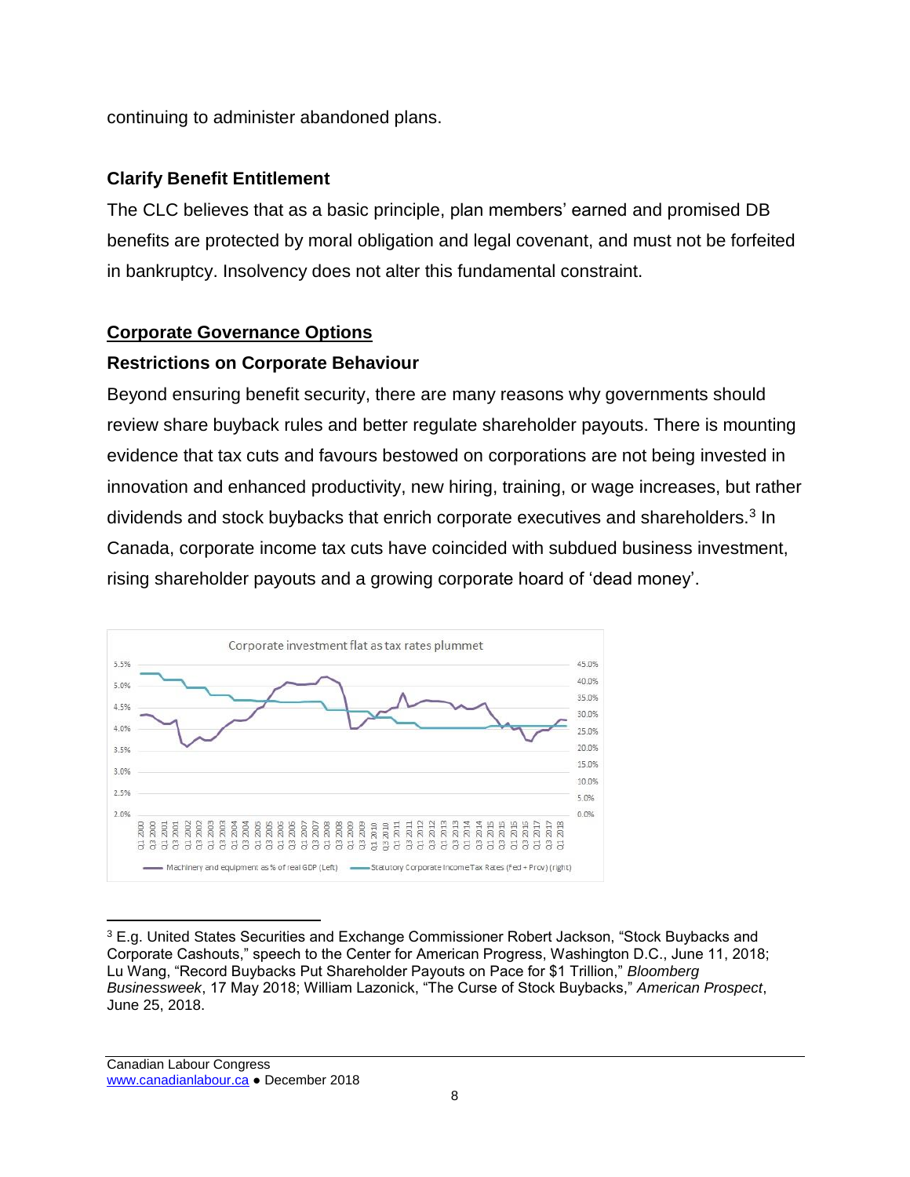continuing to administer abandoned plans.

### Clarify Benefit Entitlement

The CLC believes that as a basic principle, plan members' earned and promised DB benefits are protected by moral obligation and legal covenant, and must not be forfeited in bankruptcy. Insolvency does not alter this fundamental constraint.

## Corporate Governance Options

### Restrictions on Corporate Behaviour

Beyond ensuring benefit security, there are many reasons why governments should review share buyback rules and better regulate shareholder payouts. There is mounting evidence that tax cuts and favours bestowed on corporations are not being invested in innovation and enhanced productivity, new hiring, training, or wage increases, but rather dividends and stock buybacks that enrich corporate executives and shareholders.[3] In Canada, corporate income tax cuts have coincided with subdued business investment, rising shareholder payouts and a growing corporate hoard of 'dead money'.

Corporate investment flat as tax rates plummet

Machinery and equipment as % of real GDP (Left) — Statutory Corporate Income Tax Rates (Fed + Prov) (right)

[3] E.g. United States Securities and Exchange Commissioner Robert Jackson, "Stock Buybacks and Corporate Cashouts," speech to the Center for American Progress, Washington D.C., June 11, 2018; Lu Wang, "Record Buybacks Put Shareholder Payouts on Pace for $1 Trillion," *Bloomberg Businessweek*, 17 May 2018; William Lazonick, "The Curse of Stock Buybacks," *American Prospect*, June 25, 2018.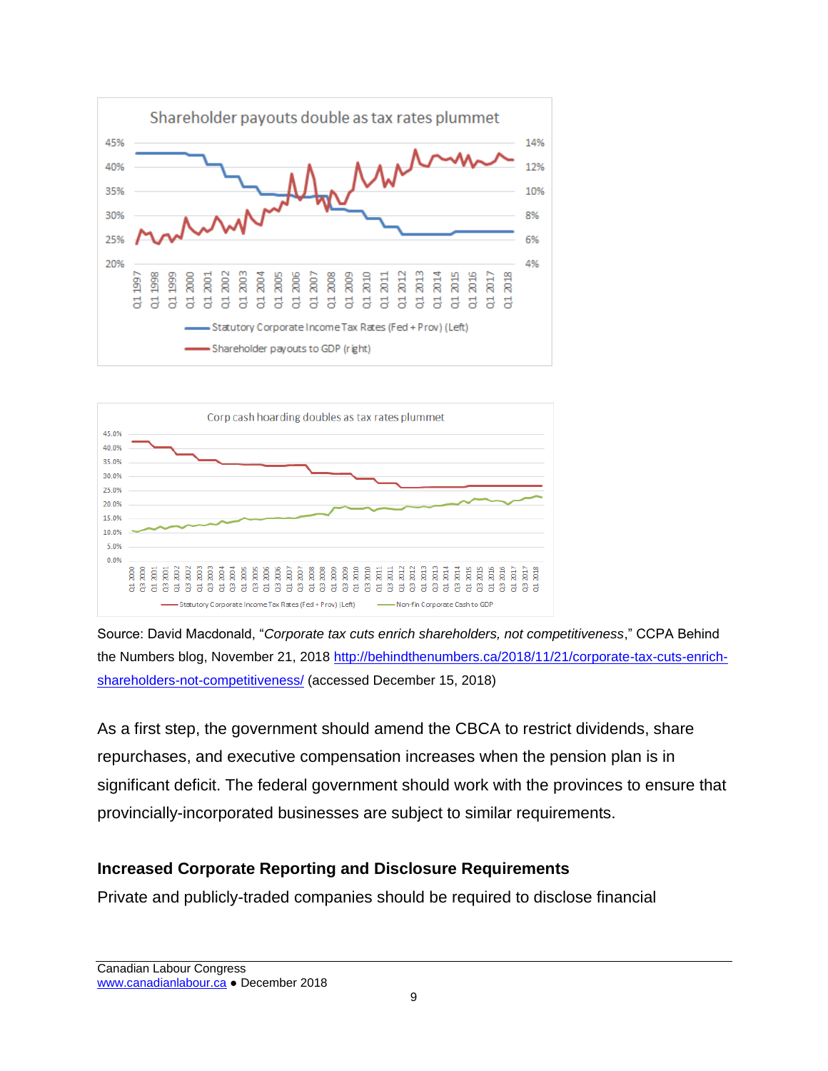Source: David Macdonald, "*Corporate tax cuts enrich shareholders, not competitiveness*," CCPA Behind the Numbers blog, November 21, 2018 http://behindthenumbers.ca/2018/11/21/corporate-tax-cuts-enrich-shareholders-not-competitiveness/ (accessed December 15, 2018)

As a first step, the government should amend the CBCA to restrict dividends, share repurchases, and executive compensation increases when the pension plan is in significant deficit. The federal government should work with the provinces to ensure that provincially-incorporated businesses are subject to similar requirements.

### Increased Corporate Reporting and Disclosure Requirements

Private and publicly-traded companies should be required to disclose financial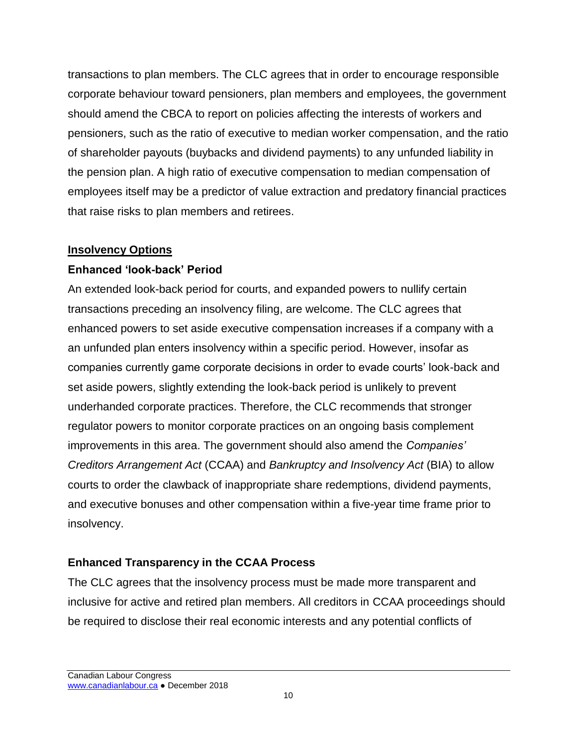transactions to plan members. The CLC agrees that in order to encourage responsible corporate behaviour toward pensioners, plan members and employees, the government should amend the CBCA to report on policies affecting the interests of workers and pensioners, such as the ratio of executive to median worker compensation, and the ratio of shareholder payouts (buybacks and dividend payments) to any unfunded liability in the pension plan. A high ratio of executive compensation to median compensation of employees itself may be a predictor of value extraction and predatory financial practices that raise risks to plan members and retirees.

## <u>Insolvency Options</u>

### Enhanced 'look-back' Period

An extended look-back period for courts, and expanded powers to nullify certain transactions preceding an insolvency filing, are welcome. The CLC agrees that enhanced powers to set aside executive compensation increases if a company with a an unfunded plan enters insolvency within a specific period. However, insofar as companies currently game corporate decisions in order to evade courts' look-back and set aside powers, slightly extending the look-back period is unlikely to prevent underhanded corporate practices. Therefore, the CLC recommends that stronger regulator powers to monitor corporate practices on an ongoing basis complement improvements in this area. The government should also amend the *Companies' Creditors Arrangement Act* (CCAA) and *Bankruptcy and Insolvency Act* (BIA) to allow courts to order the clawback of inappropriate share redemptions, dividend payments, and executive bonuses and other compensation within a five-year time frame prior to insolvency.

### Enhanced Transparency in the CCAA Process

The CLC agrees that the insolvency process must be made more transparent and inclusive for active and retired plan members. All creditors in CCAA proceedings should be required to disclose their real economic interests and any potential conflicts of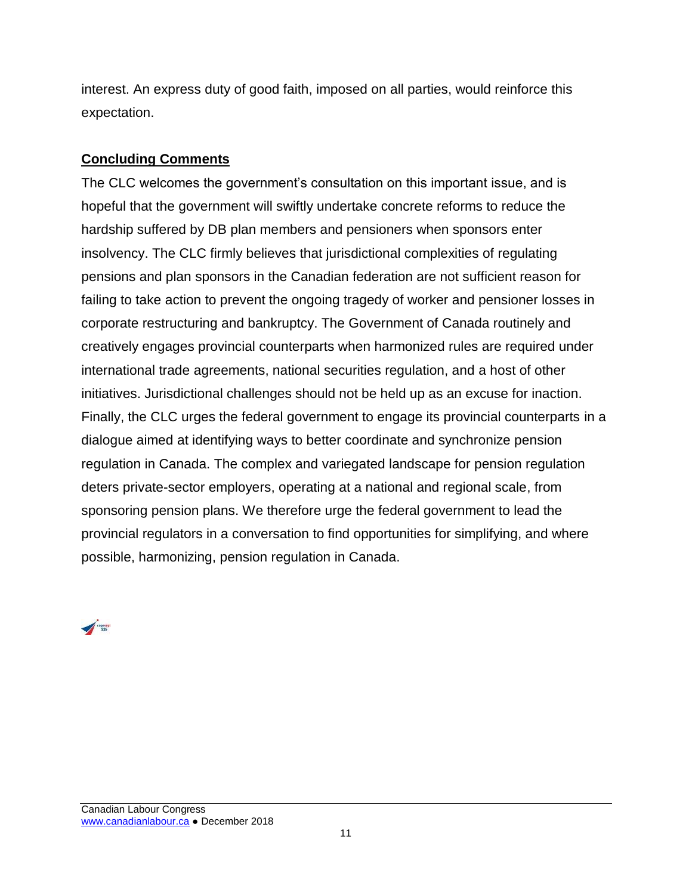interest. An express duty of good faith, imposed on all parties, would reinforce this expectation.

## Concluding Comments

The CLC welcomes the government's consultation on this important issue, and is hopeful that the government will swiftly undertake concrete reforms to reduce the hardship suffered by DB plan members and pensioners when sponsors enter insolvency. The CLC firmly believes that jurisdictional complexities of regulating pensions and plan sponsors in the Canadian federation are not sufficient reason for failing to take action to prevent the ongoing tragedy of worker and pensioner losses in corporate restructuring and bankruptcy. The Government of Canada routinely and creatively engages provincial counterparts when harmonized rules are required under international trade agreements, national securities regulation, and a host of other initiatives. Jurisdictional challenges should not be held up as an excuse for inaction. Finally, the CLC urges the federal government to engage its provincial counterparts in a dialogue aimed at identifying ways to better coordinate and synchronize pension regulation in Canada. The complex and variegated landscape for pension regulation deters private-sector employers, operating at a national and regional scale, from sponsoring pension plans. We therefore urge the federal government to lead the provincial regulators in a conversation to find opportunities for simplifying, and where possible, harmonizing, pension regulation in Canada.